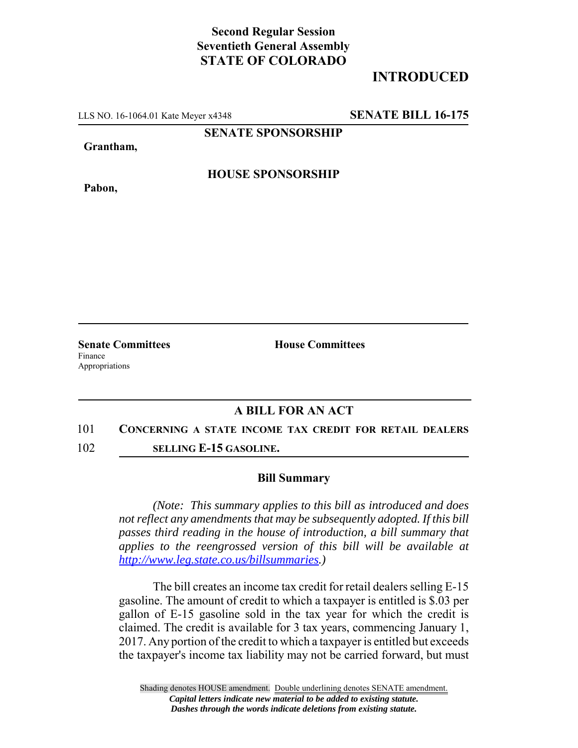**Second Regular Session**
**Seventieth General Assembly**
**STATE OF COLORADO**

**INTRODUCED**

LLS NO. 16-1064.01 Kate Meyer x4348 **SENATE BILL 16-175**

**SENATE SPONSORSHIP**

**Grantham,**

**HOUSE SPONSORSHIP**

**Pabon,**

**Senate Committees**
Finance
Appropriations

**House Committees**

## A BILL FOR AN ACT

101 **CONCERNING A STATE INCOME TAX CREDIT FOR RETAIL DEALERS**
102 **SELLING E-15 GASOLINE.**

### Bill Summary

*(Note: This summary applies to this bill as introduced and does not reflect any amendments that may be subsequently adopted. If this bill passes third reading in the house of introduction, a bill summary that applies to the reengrossed version of this bill will be available at http://www.leg.state.co.us/billsummaries.)*

The bill creates an income tax credit for retail dealers selling E-15 gasoline. The amount of credit to which a taxpayer is entitled is $.03 per gallon of E-15 gasoline sold in the tax year for which the credit is claimed. The credit is available for 3 tax years, commencing January 1, 2017. Any portion of the credit to which a taxpayer is entitled but exceeds the taxpayer's income tax liability may not be carried forward, but must

Shading denotes HOUSE amendment. Double underlining denotes SENATE amendment.
*Capital letters indicate new material to be added to existing statute.*
*Dashes through the words indicate deletions from existing statute.*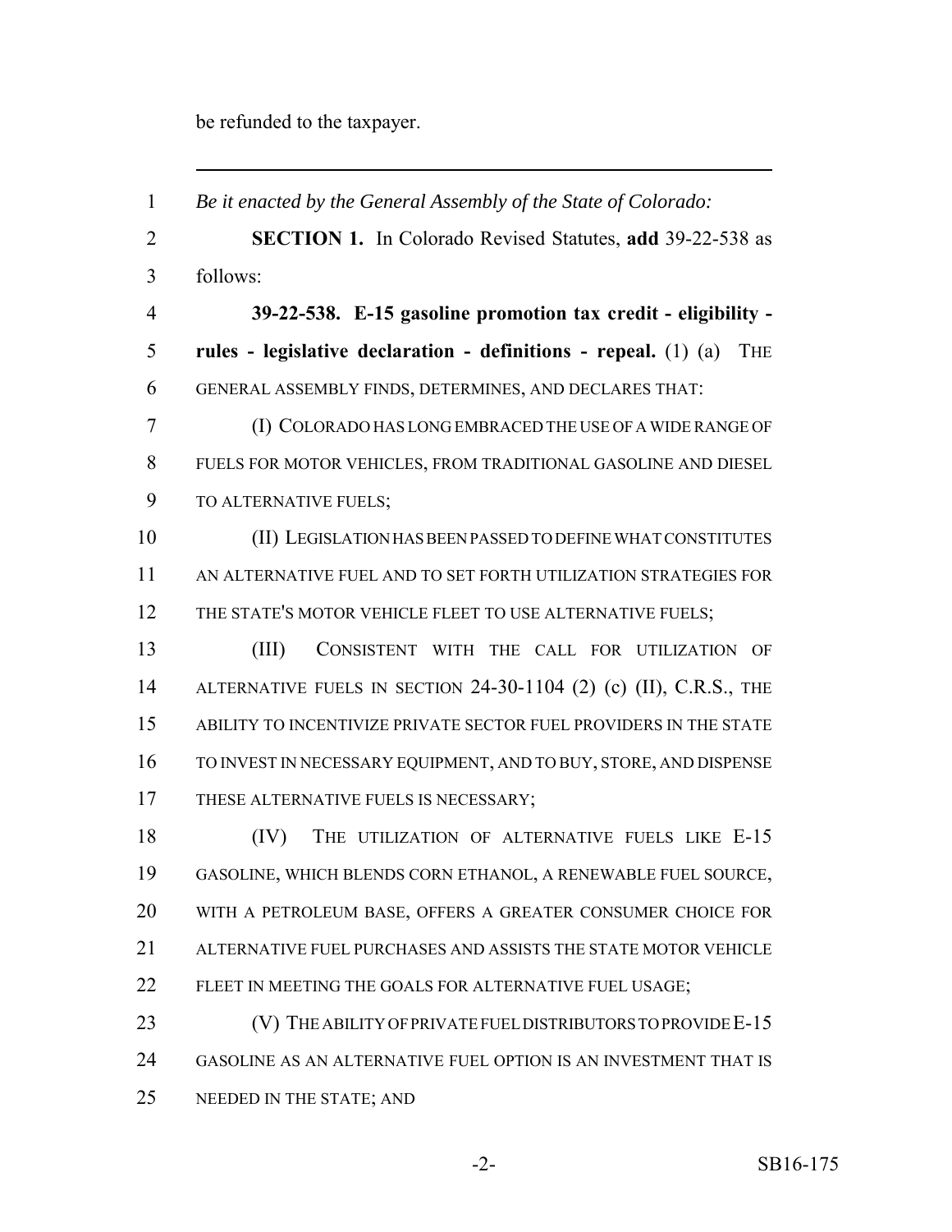be refunded to the taxpayer.

---

*Be it enacted by the General Assembly of the State of Colorado:*

**SECTION 1.** In Colorado Revised Statutes, **add** 39-22-538 as follows:

**39-22-538. E-15 gasoline promotion tax credit - eligibility - rules - legislative declaration - definitions - repeal.** (1) (a) THE GENERAL ASSEMBLY FINDS, DETERMINES, AND DECLARES THAT:

(I) COLORADO HAS LONG EMBRACED THE USE OF A WIDE RANGE OF FUELS FOR MOTOR VEHICLES, FROM TRADITIONAL GASOLINE AND DIESEL TO ALTERNATIVE FUELS;

(II) LEGISLATION HAS BEEN PASSED TO DEFINE WHAT CONSTITUTES AN ALTERNATIVE FUEL AND TO SET FORTH UTILIZATION STRATEGIES FOR THE STATE'S MOTOR VEHICLE FLEET TO USE ALTERNATIVE FUELS;

(III) CONSISTENT WITH THE CALL FOR UTILIZATION OF ALTERNATIVE FUELS IN SECTION 24-30-1104 (2) (c) (II), C.R.S., THE ABILITY TO INCENTIVIZE PRIVATE SECTOR FUEL PROVIDERS IN THE STATE TO INVEST IN NECESSARY EQUIPMENT, AND TO BUY, STORE, AND DISPENSE THESE ALTERNATIVE FUELS IS NECESSARY;

(IV) THE UTILIZATION OF ALTERNATIVE FUELS LIKE E-15 GASOLINE, WHICH BLENDS CORN ETHANOL, A RENEWABLE FUEL SOURCE, WITH A PETROLEUM BASE, OFFERS A GREATER CONSUMER CHOICE FOR ALTERNATIVE FUEL PURCHASES AND ASSISTS THE STATE MOTOR VEHICLE FLEET IN MEETING THE GOALS FOR ALTERNATIVE FUEL USAGE;

(V) THE ABILITY OF PRIVATE FUEL DISTRIBUTORS TO PROVIDE E-15 GASOLINE AS AN ALTERNATIVE FUEL OPTION IS AN INVESTMENT THAT IS NEEDED IN THE STATE; AND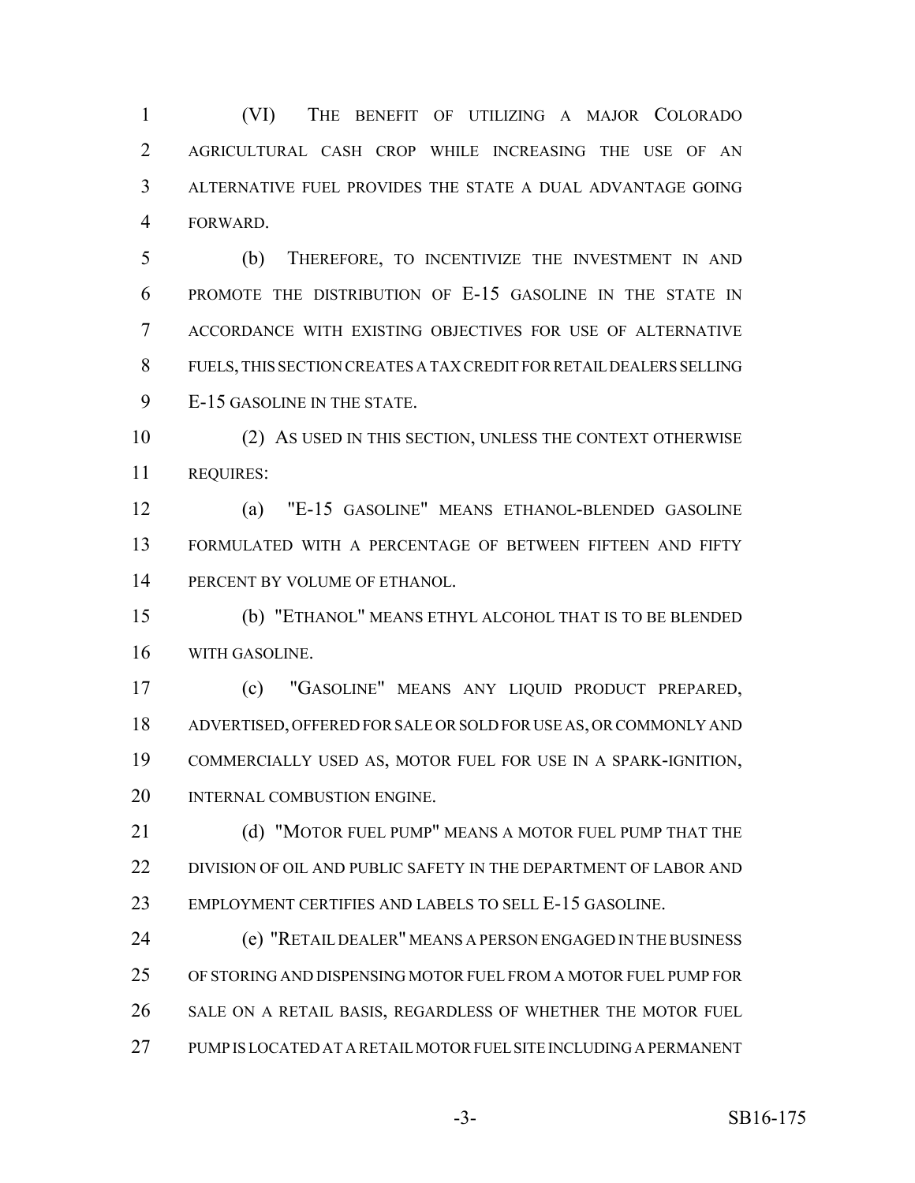(VI) THE BENEFIT OF UTILIZING A MAJOR COLORADO AGRICULTURAL CASH CROP WHILE INCREASING THE USE OF AN ALTERNATIVE FUEL PROVIDES THE STATE A DUAL ADVANTAGE GOING FORWARD.

(b) THEREFORE, TO INCENTIVIZE THE INVESTMENT IN AND PROMOTE THE DISTRIBUTION OF E-15 GASOLINE IN THE STATE IN ACCORDANCE WITH EXISTING OBJECTIVES FOR USE OF ALTERNATIVE FUELS, THIS SECTION CREATES A TAX CREDIT FOR RETAIL DEALERS SELLING E-15 GASOLINE IN THE STATE.

(2) AS USED IN THIS SECTION, UNLESS THE CONTEXT OTHERWISE REQUIRES:

(a) "E-15 GASOLINE" MEANS ETHANOL-BLENDED GASOLINE FORMULATED WITH A PERCENTAGE OF BETWEEN FIFTEEN AND FIFTY PERCENT BY VOLUME OF ETHANOL.

(b) "ETHANOL" MEANS ETHYL ALCOHOL THAT IS TO BE BLENDED WITH GASOLINE.

(c) "GASOLINE" MEANS ANY LIQUID PRODUCT PREPARED, ADVERTISED, OFFERED FOR SALE OR SOLD FOR USE AS, OR COMMONLY AND COMMERCIALLY USED AS, MOTOR FUEL FOR USE IN A SPARK-IGNITION, INTERNAL COMBUSTION ENGINE.

(d) "MOTOR FUEL PUMP" MEANS A MOTOR FUEL PUMP THAT THE DIVISION OF OIL AND PUBLIC SAFETY IN THE DEPARTMENT OF LABOR AND EMPLOYMENT CERTIFIES AND LABELS TO SELL E-15 GASOLINE.

(e) "RETAIL DEALER" MEANS A PERSON ENGAGED IN THE BUSINESS OF STORING AND DISPENSING MOTOR FUEL FROM A MOTOR FUEL PUMP FOR SALE ON A RETAIL BASIS, REGARDLESS OF WHETHER THE MOTOR FUEL PUMP IS LOCATED AT A RETAIL MOTOR FUEL SITE INCLUDING A PERMANENT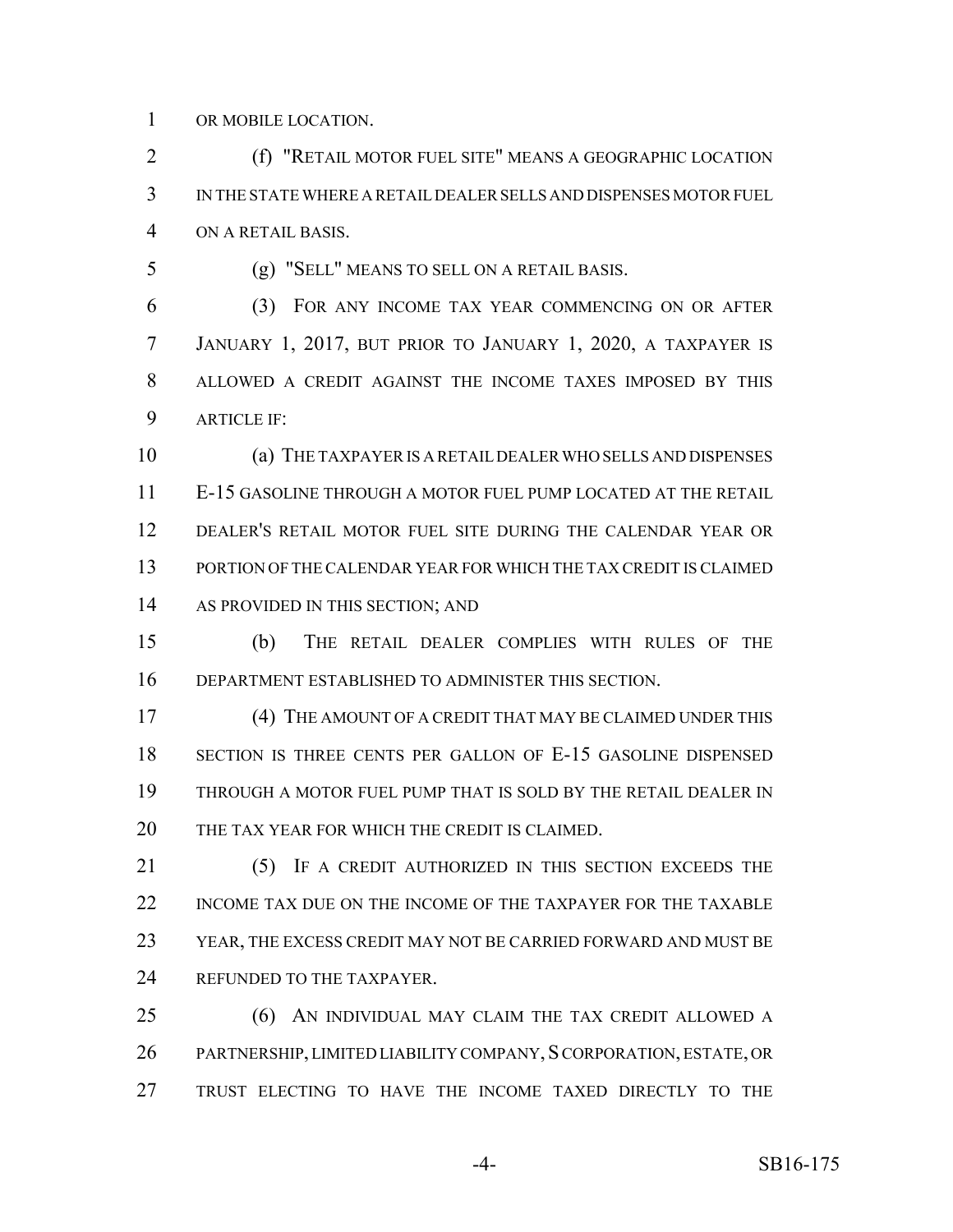OR MOBILE LOCATION.

(f) "RETAIL MOTOR FUEL SITE" MEANS A GEOGRAPHIC LOCATION IN THE STATE WHERE A RETAIL DEALER SELLS AND DISPENSES MOTOR FUEL ON A RETAIL BASIS.

(g) "SELL" MEANS TO SELL ON A RETAIL BASIS.

(3) FOR ANY INCOME TAX YEAR COMMENCING ON OR AFTER JANUARY 1, 2017, BUT PRIOR TO JANUARY 1, 2020, A TAXPAYER IS ALLOWED A CREDIT AGAINST THE INCOME TAXES IMPOSED BY THIS ARTICLE IF:

(a) THE TAXPAYER IS A RETAIL DEALER WHO SELLS AND DISPENSES E-15 GASOLINE THROUGH A MOTOR FUEL PUMP LOCATED AT THE RETAIL DEALER'S RETAIL MOTOR FUEL SITE DURING THE CALENDAR YEAR OR PORTION OF THE CALENDAR YEAR FOR WHICH THE TAX CREDIT IS CLAIMED AS PROVIDED IN THIS SECTION; AND

(b) THE RETAIL DEALER COMPLIES WITH RULES OF THE DEPARTMENT ESTABLISHED TO ADMINISTER THIS SECTION.

(4) THE AMOUNT OF A CREDIT THAT MAY BE CLAIMED UNDER THIS SECTION IS THREE CENTS PER GALLON OF E-15 GASOLINE DISPENSED THROUGH A MOTOR FUEL PUMP THAT IS SOLD BY THE RETAIL DEALER IN THE TAX YEAR FOR WHICH THE CREDIT IS CLAIMED.

(5) IF A CREDIT AUTHORIZED IN THIS SECTION EXCEEDS THE INCOME TAX DUE ON THE INCOME OF THE TAXPAYER FOR THE TAXABLE YEAR, THE EXCESS CREDIT MAY NOT BE CARRIED FORWARD AND MUST BE REFUNDED TO THE TAXPAYER.

(6) AN INDIVIDUAL MAY CLAIM THE TAX CREDIT ALLOWED A PARTNERSHIP, LIMITED LIABILITY COMPANY, S CORPORATION, ESTATE, OR TRUST ELECTING TO HAVE THE INCOME TAXED DIRECTLY TO THE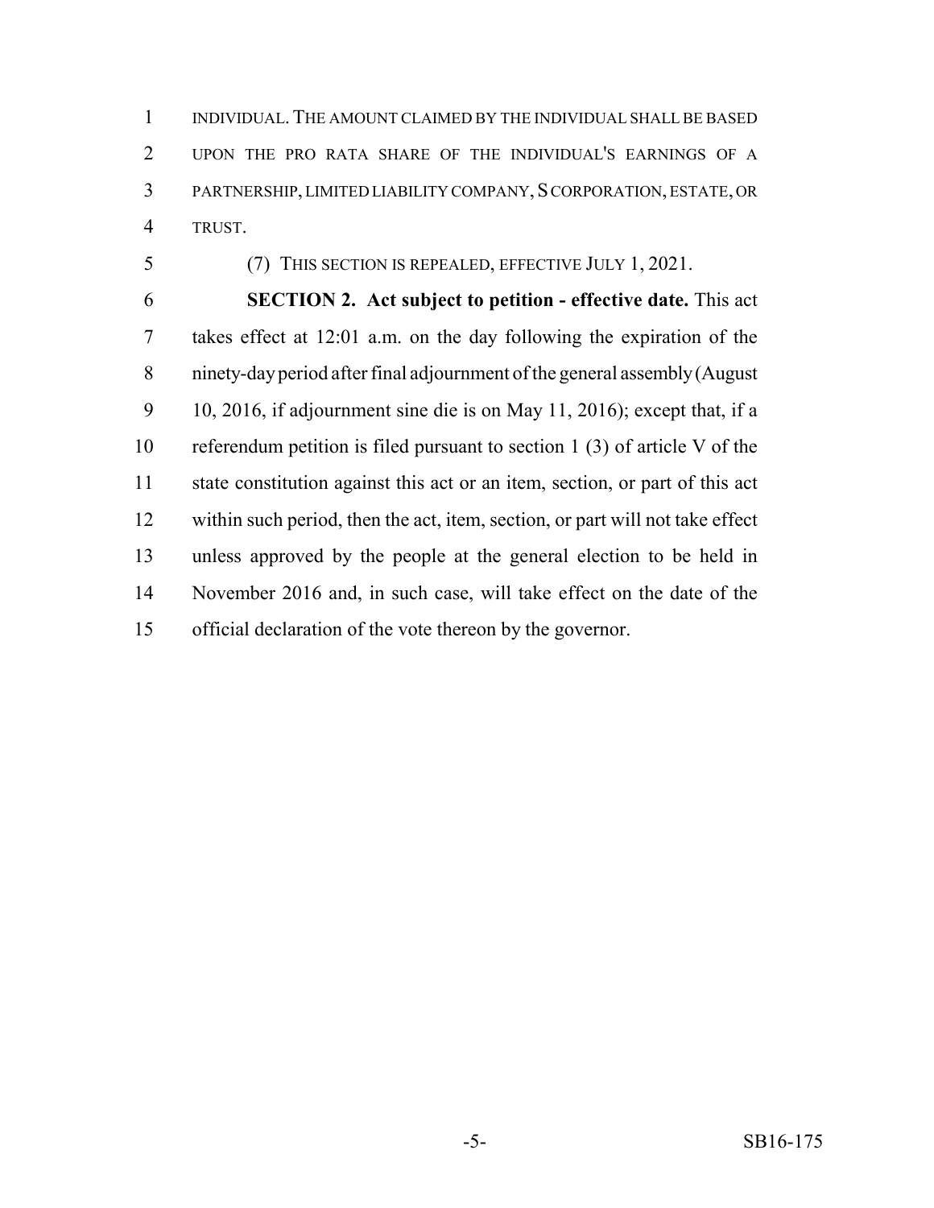INDIVIDUAL. THE AMOUNT CLAIMED BY THE INDIVIDUAL SHALL BE BASED UPON THE PRO RATA SHARE OF THE INDIVIDUAL'S EARNINGS OF A PARTNERSHIP, LIMITED LIABILITY COMPANY, S CORPORATION, ESTATE, OR TRUST.

(7) THIS SECTION IS REPEALED, EFFECTIVE JULY 1, 2021.

**SECTION 2. Act subject to petition - effective date.** This act takes effect at 12:01 a.m. on the day following the expiration of the ninety-day period after final adjournment of the general assembly (August 10, 2016, if adjournment sine die is on May 11, 2016); except that, if a referendum petition is filed pursuant to section 1 (3) of article V of the state constitution against this act or an item, section, or part of this act within such period, then the act, item, section, or part will not take effect unless approved by the people at the general election to be held in November 2016 and, in such case, will take effect on the date of the official declaration of the vote thereon by the governor.